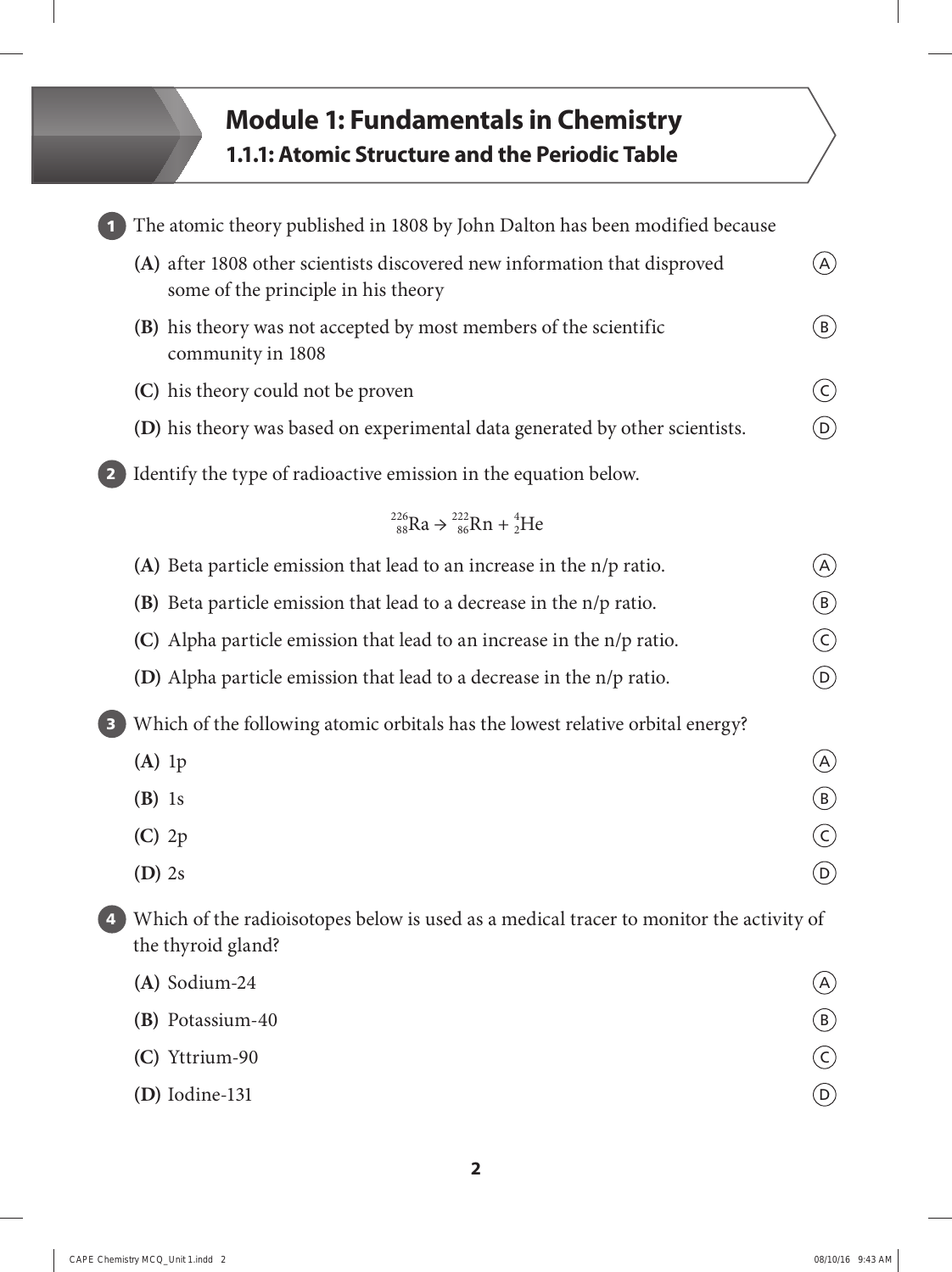# Module 1: Fundamentals in Chemistry

## 1.1.1: Atomic Structure and the Periodic Table

**1** The atomic theory published in 1808 by John Dalton has been modified because

- **(A)** after 1808 other scientists discovered new information that disproved some of the principle in his theory — Ⓐ
- **(B)** his theory was not accepted by most members of the scientific community in 1808 — Ⓑ
- **(C)** his theory could not be proven — Ⓒ
- **(D)** his theory was based on experimental data generated by other scientists. — Ⓓ

**2** Identify the type of radioactive emission in the equation below.

$$^{226}_{88}Ra \rightarrow ^{222}_{86}Rn + ^{4}_{2}He$$

- **(A)** Beta particle emission that lead to an increase in the n/p ratio. — Ⓐ
- **(B)** Beta particle emission that lead to a decrease in the n/p ratio. — Ⓑ
- **(C)** Alpha particle emission that lead to an increase in the n/p ratio. — Ⓒ
- **(D)** Alpha particle emission that lead to a decrease in the n/p ratio. — Ⓓ

**3** Which of the following atomic orbitals has the lowest relative orbital energy?

- **(A)** 1p — Ⓐ
- **(B)** 1s — Ⓑ
- **(C)** 2p — Ⓒ
- **(D)** 2s — Ⓓ

**4** Which of the radioisotopes below is used as a medical tracer to monitor the activity of the thyroid gland?

- **(A)** Sodium-24 — Ⓐ
- **(B)** Potassium-40 — Ⓑ
- **(C)** Yttrium-90 — Ⓒ
- **(D)** Iodine-131 — Ⓓ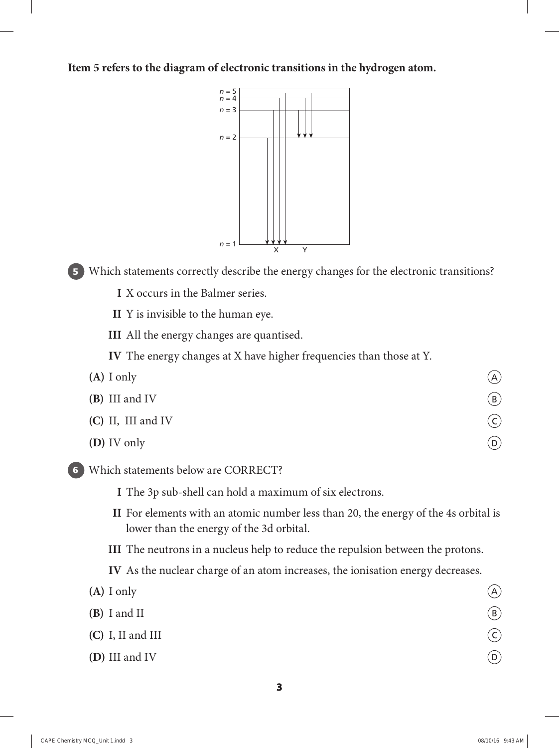**Item 5 refers to the diagram of electronic transitions in the hydrogen atom.**

**5** Which statements correctly describe the energy changes for the electronic transitions?

- **I** X occurs in the Balmer series.
- **II** Y is invisible to the human eye.
- **III** All the energy changes are quantised.
- **IV** The energy changes at X have higher frequencies than those at Y.

**(A)** I only

**(B)** III and IV

**(C)** II, III and IV

**(D)** IV only

**6** Which statements below are CORRECT?

- **I** The 3p sub-shell can hold a maximum of six electrons.
- **II** For elements with an atomic number less than 20, the energy of the 4s orbital is lower than the energy of the 3d orbital.
- **III** The neutrons in a nucleus help to reduce the repulsion between the protons.
- **IV** As the nuclear charge of an atom increases, the ionisation energy decreases.

**(A)** I only

**(B)** I and II

**(C)** I, II and III

**(D)** III and IV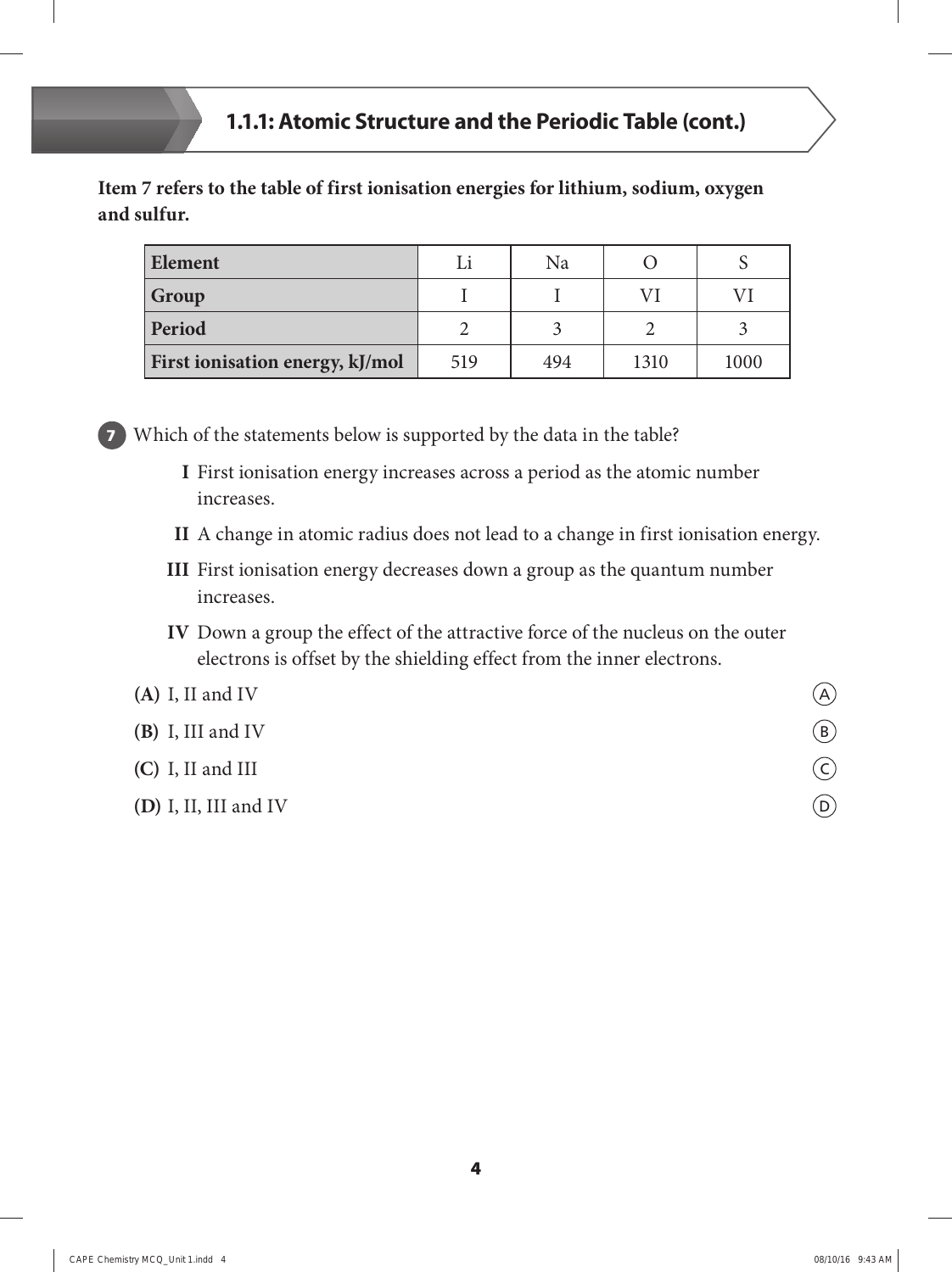## 1.1.1: Atomic Structure and the Periodic Table (cont.)

**Item 7 refers to the table of first ionisation energies for lithium, sodium, oxygen and sulfur.**

| **Element** | Li | Na | O | S |
|---|---|---|---|---|
| **Group** | I | I | VI | VI |
| **Period** | 2 | 3 | 2 | 3 |
| **First ionisation energy, kJ/mol** | 519 | 494 | 1310 | 1000 |

**7** Which of the statements below is supported by the data in the table?

**I** First ionisation energy increases across a period as the atomic number increases.

**II** A change in atomic radius does not lead to a change in first ionisation energy.

**III** First ionisation energy decreases down a group as the quantum number increases.

**IV** Down a group the effect of the attractive force of the nucleus on the outer electrons is offset by the shielding effect from the inner electrons.

**(A)** I, II and IV

**(B)** I, III and IV

**(C)** I, II and III

**(D)** I, II, III and IV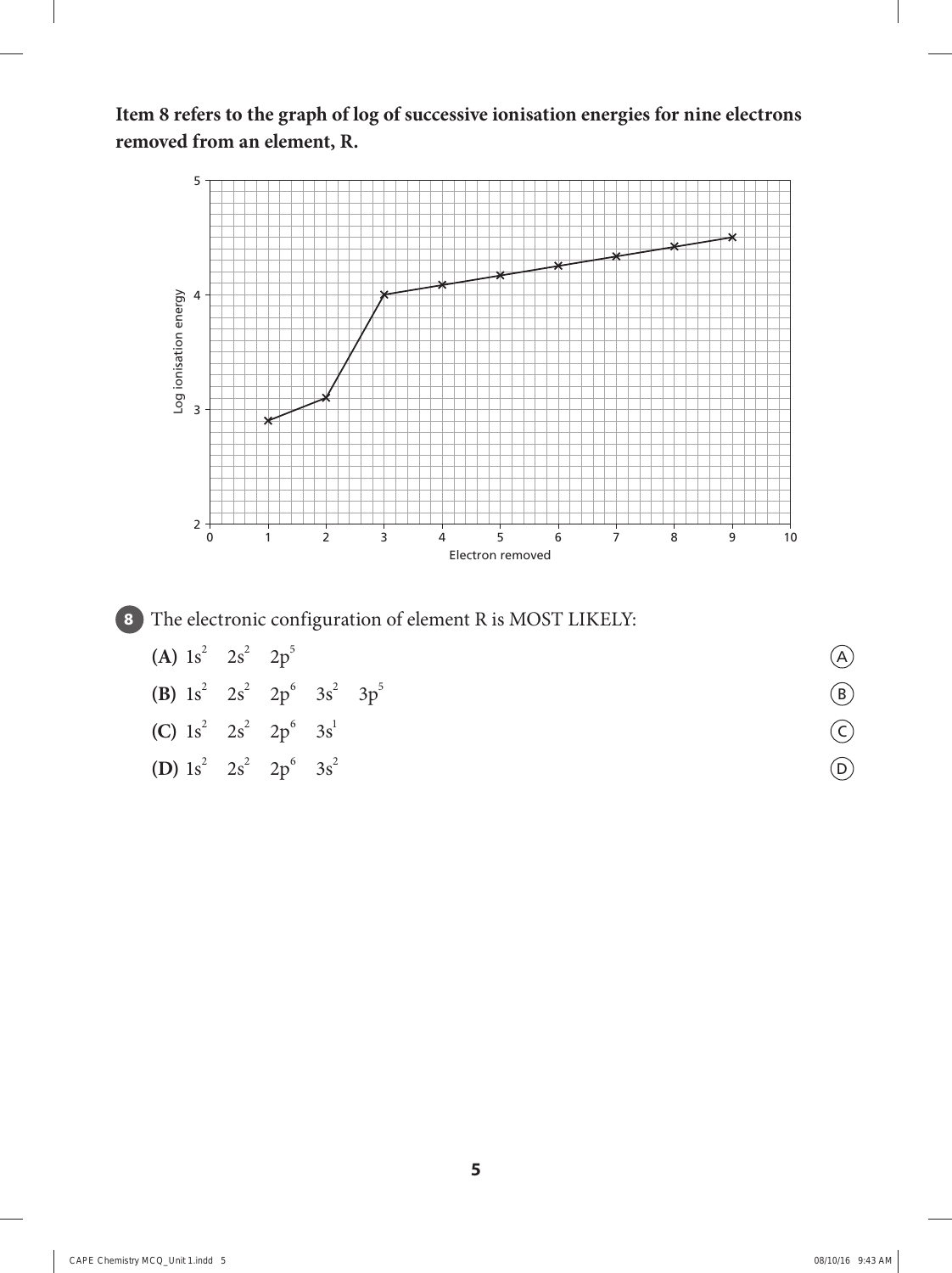**Item 8 refers to the graph of log of successive ionisation energies for nine electrons removed from an element, R.**

Log ionisation energy

5
4
3
2

0 1 2 3 4 5 6 7 8 9 10

Electron removed

**8** The electronic configuration of element R is MOST LIKELY:

**(A)** $1s^2 \quad 2s^2 \quad 2p^5$ Ⓐ

**(B)** $1s^2 \quad 2s^2 \quad 2p^6 \quad 3s^2 \quad 3p^5$ Ⓑ

**(C)** $1s^2 \quad 2s^2 \quad 2p^6 \quad 3s^1$ Ⓒ

**(D)** $1s^2 \quad 2s^2 \quad 2p^6 \quad 3s^2$ Ⓓ